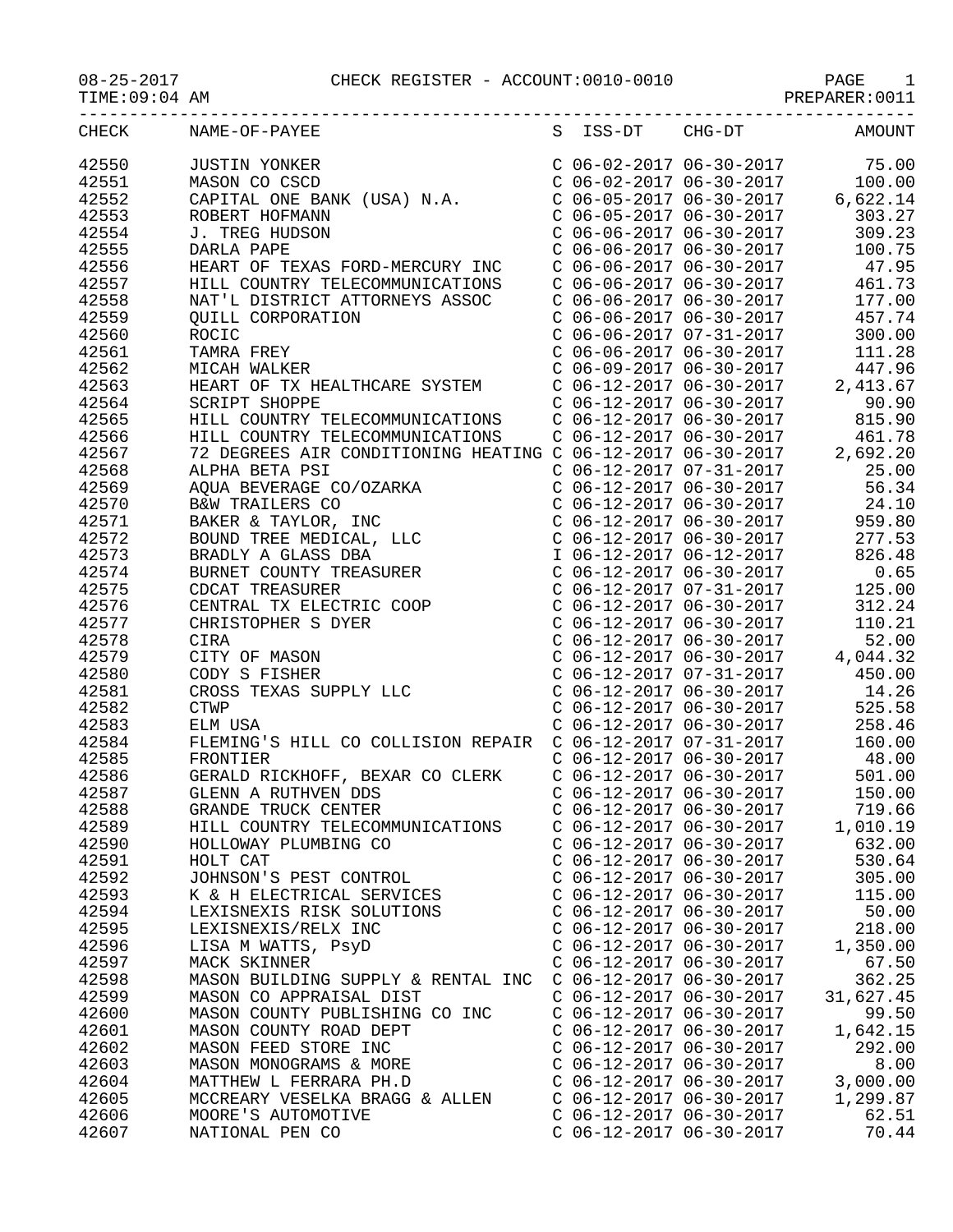08-25-2017 CHECK REGISTER - ACCOUNT:0010-0010

TIME:09:04 AM PREPARER:0011

| CHECK | NAME-OF-PAYEE | S | ISS-DT | CHG-DT | AMOUNT |
|---|---|---|---|---|---|
| 42550 | JUSTIN YONKER | C | 06-02-2017 | 06-30-2017 | 75.00 |
| 42551 | MASON CO CSCD | C | 06-02-2017 | 06-30-2017 | 100.00 |
| 42552 | CAPITAL ONE BANK (USA) N.A. | C | 06-05-2017 | 06-30-2017 | 6,622.14 |
| 42553 | ROBERT HOFMANN | C | 06-05-2017 | 06-30-2017 | 303.27 |
| 42554 | J. TREG HUDSON | C | 06-06-2017 | 06-30-2017 | 309.23 |
| 42555 | DARLA PAPE | C | 06-06-2017 | 06-30-2017 | 100.75 |
| 42556 | HEART OF TEXAS FORD-MERCURY INC | C | 06-06-2017 | 06-30-2017 | 47.95 |
| 42557 | HILL COUNTRY TELECOMMUNICATIONS | C | 06-06-2017 | 06-30-2017 | 461.73 |
| 42558 | NAT'L DISTRICT ATTORNEYS ASSOC | C | 06-06-2017 | 06-30-2017 | 177.00 |
| 42559 | QUILL CORPORATION | C | 06-06-2017 | 06-30-2017 | 457.74 |
| 42560 | ROCIC | C | 06-06-2017 | 07-31-2017 | 300.00 |
| 42561 | TAMRA FREY | C | 06-06-2017 | 06-30-2017 | 111.28 |
| 42562 | MICAH WALKER | C | 06-09-2017 | 06-30-2017 | 447.96 |
| 42563 | HEART OF TX HEALTHCARE SYSTEM | C | 06-12-2017 | 06-30-2017 | 2,413.67 |
| 42564 | SCRIPT SHOPPE | C | 06-12-2017 | 06-30-2017 | 90.90 |
| 42565 | HILL COUNTRY TELECOMMUNICATIONS | C | 06-12-2017 | 06-30-2017 | 815.90 |
| 42566 | HILL COUNTRY TELECOMMUNICATIONS | C | 06-12-2017 | 06-30-2017 | 461.78 |
| 42567 | 72 DEGREES AIR CONDITIONING HEATING | C | 06-12-2017 | 06-30-2017 | 2,692.20 |
| 42568 | ALPHA BETA PSI | C | 06-12-2017 | 07-31-2017 | 25.00 |
| 42569 | AQUA BEVERAGE CO/OZARKA | C | 06-12-2017 | 06-30-2017 | 56.34 |
| 42570 | B&W TRAILERS CO | C | 06-12-2017 | 06-30-2017 | 24.10 |
| 42571 | BAKER & TAYLOR, INC | C | 06-12-2017 | 06-30-2017 | 959.80 |
| 42572 | BOUND TREE MEDICAL, LLC | C | 06-12-2017 | 06-30-2017 | 277.53 |
| 42573 | BRADLY A GLASS DBA | I | 06-12-2017 | 06-12-2017 | 826.48 |
| 42574 | BURNET COUNTY TREASURER | C | 06-12-2017 | 06-30-2017 | 0.65 |
| 42575 | CDCAT TREASURER | C | 06-12-2017 | 07-31-2017 | 125.00 |
| 42576 | CENTRAL TX ELECTRIC COOP | C | 06-12-2017 | 06-30-2017 | 312.24 |
| 42577 | CHRISTOPHER S DYER | C | 06-12-2017 | 06-30-2017 | 110.21 |
| 42578 | CIRA | C | 06-12-2017 | 06-30-2017 | 52.00 |
| 42579 | CITY OF MASON | C | 06-12-2017 | 06-30-2017 | 4,044.32 |
| 42580 | CODY S FISHER | C | 06-12-2017 | 07-31-2017 | 450.00 |
| 42581 | CROSS TEXAS SUPPLY LLC | C | 06-12-2017 | 06-30-2017 | 14.26 |
| 42582 | CTWP | C | 06-12-2017 | 06-30-2017 | 525.58 |
| 42583 | ELM USA | C | 06-12-2017 | 06-30-2017 | 258.46 |
| 42584 | FLEMING'S HILL CO COLLISION REPAIR | C | 06-12-2017 | 07-31-2017 | 160.00 |
| 42585 | FRONTIER | C | 06-12-2017 | 06-30-2017 | 48.00 |
| 42586 | GERALD RICKHOFF, BEXAR CO CLERK | C | 06-12-2017 | 06-30-2017 | 501.00 |
| 42587 | GLENN A RUTHVEN DDS | C | 06-12-2017 | 06-30-2017 | 150.00 |
| 42588 | GRANDE TRUCK CENTER | C | 06-12-2017 | 06-30-2017 | 719.66 |
| 42589 | HILL COUNTRY TELECOMMUNICATIONS | C | 06-12-2017 | 06-30-2017 | 1,010.19 |
| 42590 | HOLLOWAY PLUMBING CO | C | 06-12-2017 | 06-30-2017 | 632.00 |
| 42591 | HOLT CAT | C | 06-12-2017 | 06-30-2017 | 530.64 |
| 42592 | JOHNSON'S PEST CONTROL | C | 06-12-2017 | 06-30-2017 | 305.00 |
| 42593 | K & H ELECTRICAL SERVICES | C | 06-12-2017 | 06-30-2017 | 115.00 |
| 42594 | LEXISNEXIS RISK SOLUTIONS | C | 06-12-2017 | 06-30-2017 | 50.00 |
| 42595 | LEXISNEXIS/RELX INC | C | 06-12-2017 | 06-30-2017 | 218.00 |
| 42596 | LISA M WATTS, PsyD | C | 06-12-2017 | 06-30-2017 | 1,350.00 |
| 42597 | MACK SKINNER | C | 06-12-2017 | 06-30-2017 | 67.50 |
| 42598 | MASON BUILDING SUPPLY & RENTAL INC | C | 06-12-2017 | 06-30-2017 | 362.25 |
| 42599 | MASON CO APPRAISAL DIST | C | 06-12-2017 | 06-30-2017 | 31,627.45 |
| 42600 | MASON COUNTY PUBLISHING CO INC | C | 06-12-2017 | 06-30-2017 | 99.50 |
| 42601 | MASON COUNTY ROAD DEPT | C | 06-12-2017 | 06-30-2017 | 1,642.15 |
| 42602 | MASON FEED STORE INC | C | 06-12-2017 | 06-30-2017 | 292.00 |
| 42603 | MASON MONOGRAMS & MORE | C | 06-12-2017 | 06-30-2017 | 8.00 |
| 42604 | MATTHEW L FERRARA PH.D | C | 06-12-2017 | 06-30-2017 | 3,000.00 |
| 42605 | MCCREARY VESELKA BRAGG & ALLEN | C | 06-12-2017 | 06-30-2017 | 1,299.87 |
| 42606 | MOORE'S AUTOMOTIVE | C | 06-12-2017 | 06-30-2017 | 62.51 |
| 42607 | NATIONAL PEN CO | C | 06-12-2017 | 06-30-2017 | 70.44 |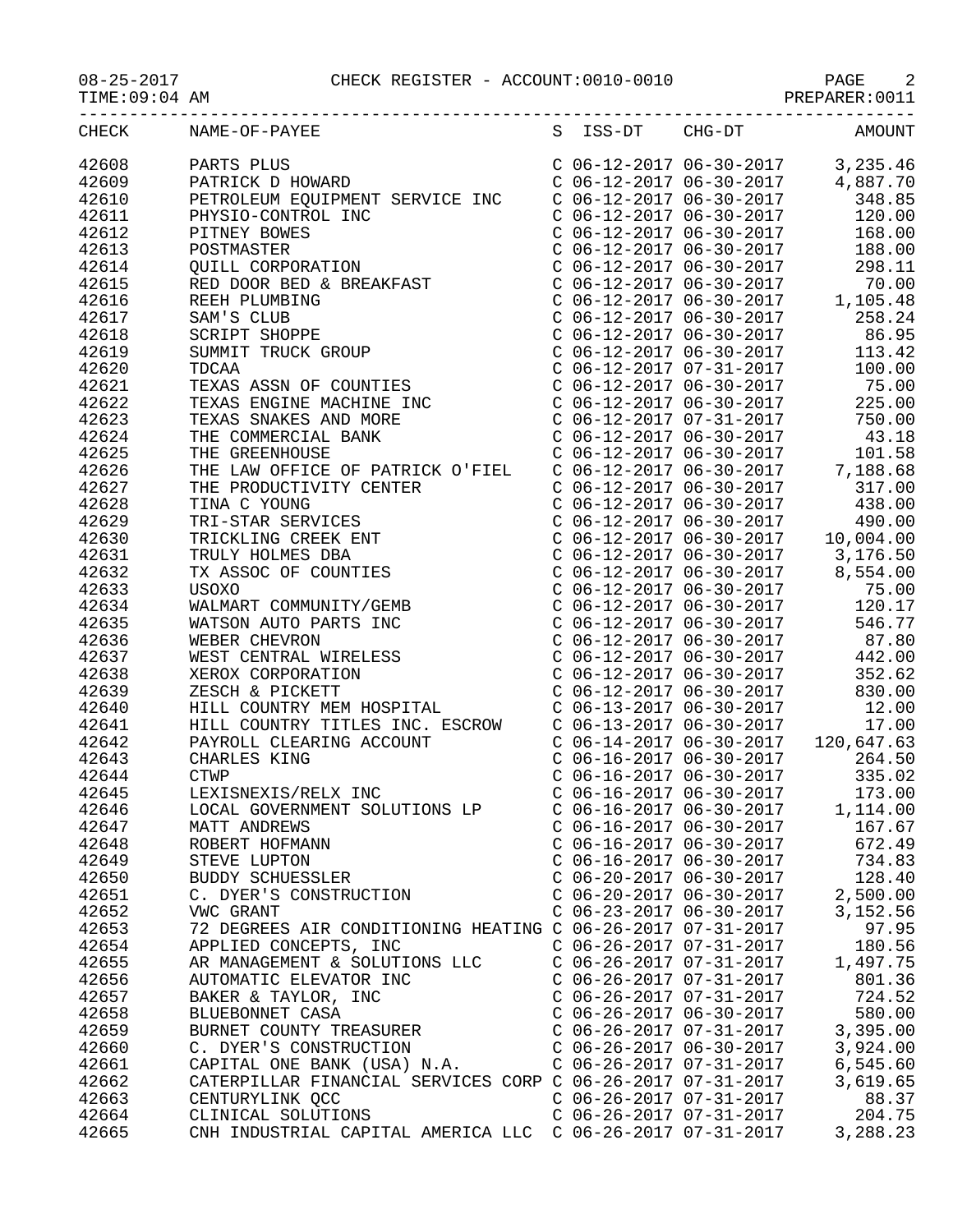CHECK REGISTER - ACCOUNT:0010-0010

| CHECK | NAME-OF-PAYEE | S | ISS-DT | CHG-DT | AMOUNT |
|---|---|---|---|---|---|
| 42608 | PARTS PLUS | C | 06-12-2017 | 06-30-2017 | 3,235.46 |
| 42609 | PATRICK D HOWARD | C | 06-12-2017 | 06-30-2017 | 4,887.70 |
| 42610 | PETROLEUM EQUIPMENT SERVICE INC | C | 06-12-2017 | 06-30-2017 | 348.85 |
| 42611 | PHYSIO-CONTROL INC | C | 06-12-2017 | 06-30-2017 | 120.00 |
| 42612 | PITNEY BOWES | C | 06-12-2017 | 06-30-2017 | 168.00 |
| 42613 | POSTMASTER | C | 06-12-2017 | 06-30-2017 | 188.00 |
| 42614 | QUILL CORPORATION | C | 06-12-2017 | 06-30-2017 | 298.11 |
| 42615 | RED DOOR BED & BREAKFAST | C | 06-12-2017 | 06-30-2017 | 70.00 |
| 42616 | REEH PLUMBING | C | 06-12-2017 | 06-30-2017 | 1,105.48 |
| 42617 | SAM'S CLUB | C | 06-12-2017 | 06-30-2017 | 258.24 |
| 42618 | SCRIPT SHOPPE | C | 06-12-2017 | 06-30-2017 | 86.95 |
| 42619 | SUMMIT TRUCK GROUP | C | 06-12-2017 | 06-30-2017 | 113.42 |
| 42620 | TDCAA | C | 06-12-2017 | 07-31-2017 | 100.00 |
| 42621 | TEXAS ASSN OF COUNTIES | C | 06-12-2017 | 06-30-2017 | 75.00 |
| 42622 | TEXAS ENGINE MACHINE INC | C | 06-12-2017 | 06-30-2017 | 225.00 |
| 42623 | TEXAS SNAKES AND MORE | C | 06-12-2017 | 07-31-2017 | 750.00 |
| 42624 | THE COMMERCIAL BANK | C | 06-12-2017 | 06-30-2017 | 43.18 |
| 42625 | THE GREENHOUSE | C | 06-12-2017 | 06-30-2017 | 101.58 |
| 42626 | THE LAW OFFICE OF PATRICK O'FIEL | C | 06-12-2017 | 06-30-2017 | 7,188.68 |
| 42627 | THE PRODUCTIVITY CENTER | C | 06-12-2017 | 06-30-2017 | 317.00 |
| 42628 | TINA C YOUNG | C | 06-12-2017 | 06-30-2017 | 438.00 |
| 42629 | TRI-STAR SERVICES | C | 06-12-2017 | 06-30-2017 | 490.00 |
| 42630 | TRICKLING CREEK ENT | C | 06-12-2017 | 06-30-2017 | 10,004.00 |
| 42631 | TRULY HOLMES DBA | C | 06-12-2017 | 06-30-2017 | 3,176.50 |
| 42632 | TX ASSOC OF COUNTIES | C | 06-12-2017 | 06-30-2017 | 8,554.00 |
| 42633 | USOXO | C | 06-12-2017 | 06-30-2017 | 75.00 |
| 42634 | WALMART COMMUNITY/GEMB | C | 06-12-2017 | 06-30-2017 | 120.17 |
| 42635 | WATSON AUTO PARTS INC | C | 06-12-2017 | 06-30-2017 | 546.77 |
| 42636 | WEBER CHEVRON | C | 06-12-2017 | 06-30-2017 | 87.80 |
| 42637 | WEST CENTRAL WIRELESS | C | 06-12-2017 | 06-30-2017 | 442.00 |
| 42638 | XEROX CORPORATION | C | 06-12-2017 | 06-30-2017 | 352.62 |
| 42639 | ZESCH & PICKETT | C | 06-12-2017 | 06-30-2017 | 830.00 |
| 42640 | HILL COUNTRY MEM HOSPITAL | C | 06-13-2017 | 06-30-2017 | 12.00 |
| 42641 | HILL COUNTRY TITLES INC. ESCROW | C | 06-13-2017 | 06-30-2017 | 17.00 |
| 42642 | PAYROLL CLEARING ACCOUNT | C | 06-14-2017 | 06-30-2017 | 120,647.63 |
| 42643 | CHARLES KING | C | 06-16-2017 | 06-30-2017 | 264.50 |
| 42644 | CTWP | C | 06-16-2017 | 06-30-2017 | 335.02 |
| 42645 | LEXISNEXIS/RELX INC | C | 06-16-2017 | 06-30-2017 | 173.00 |
| 42646 | LOCAL GOVERNMENT SOLUTIONS LP | C | 06-16-2017 | 06-30-2017 | 1,114.00 |
| 42647 | MATT ANDREWS | C | 06-16-2017 | 06-30-2017 | 167.67 |
| 42648 | ROBERT HOFMANN | C | 06-16-2017 | 06-30-2017 | 672.49 |
| 42649 | STEVE LUPTON | C | 06-16-2017 | 06-30-2017 | 734.83 |
| 42650 | BUDDY SCHUESSLER | C | 06-20-2017 | 06-30-2017 | 128.40 |
| 42651 | C. DYER'S CONSTRUCTION | C | 06-20-2017 | 06-30-2017 | 2,500.00 |
| 42652 | VWC GRANT | C | 06-23-2017 | 06-30-2017 | 3,152.56 |
| 42653 | 72 DEGREES AIR CONDITIONING HEATING | C | 06-26-2017 | 07-31-2017 | 97.95 |
| 42654 | APPLIED CONCEPTS, INC | C | 06-26-2017 | 07-31-2017 | 180.56 |
| 42655 | AR MANAGEMENT & SOLUTIONS LLC | C | 06-26-2017 | 07-31-2017 | 1,497.75 |
| 42656 | AUTOMATIC ELEVATOR INC | C | 06-26-2017 | 07-31-2017 | 801.36 |
| 42657 | BAKER & TAYLOR, INC | C | 06-26-2017 | 07-31-2017 | 724.52 |
| 42658 | BLUEBONNET CASA | C | 06-26-2017 | 06-30-2017 | 580.00 |
| 42659 | BURNET COUNTY TREASURER | C | 06-26-2017 | 07-31-2017 | 3,395.00 |
| 42660 | C. DYER'S CONSTRUCTION | C | 06-26-2017 | 06-30-2017 | 3,924.00 |
| 42661 | CAPITAL ONE BANK (USA) N.A. | C | 06-26-2017 | 07-31-2017 | 6,545.60 |
| 42662 | CATERPILLAR FINANCIAL SERVICES CORP | C | 06-26-2017 | 07-31-2017 | 3,619.65 |
| 42663 | CENTURYLINK QCC | C | 06-26-2017 | 07-31-2017 | 88.37 |
| 42664 | CLINICAL SOLUTIONS | C | 06-26-2017 | 07-31-2017 | 204.75 |
| 42665 | CNH INDUSTRIAL CAPITAL AMERICA LLC | C | 06-26-2017 | 07-31-2017 | 3,288.23 |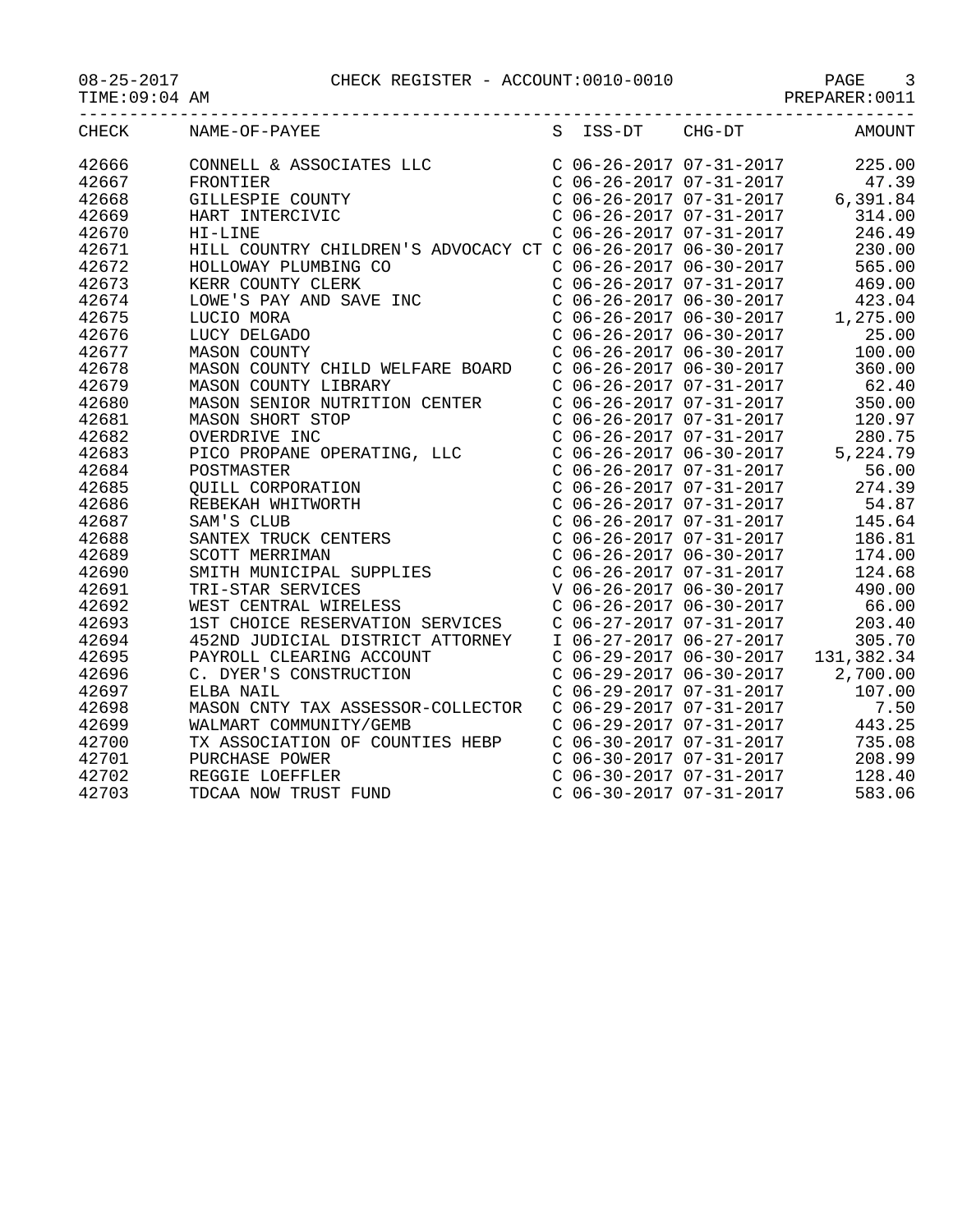CHECK REGISTER - ACCOUNT:0010-0010

08-25-2017
TIME:09:04 AM
PREPARER:0011

| CHECK | NAME-OF-PAYEE | S | ISS-DT | CHG-DT | AMOUNT |
|---|---|---|---|---|---|
| 42666 | CONNELL & ASSOCIATES LLC | C | 06-26-2017 | 07-31-2017 | 225.00 |
| 42667 | FRONTIER | C | 06-26-2017 | 07-31-2017 | 47.39 |
| 42668 | GILLESPIE COUNTY | C | 06-26-2017 | 07-31-2017 | 6,391.84 |
| 42669 | HART INTERCIVIC | C | 06-26-2017 | 07-31-2017 | 314.00 |
| 42670 | HI-LINE | C | 06-26-2017 | 07-31-2017 | 246.49 |
| 42671 | HILL COUNTRY CHILDREN'S ADVOCACY CT | C | 06-26-2017 | 06-30-2017 | 230.00 |
| 42672 | HOLLOWAY PLUMBING CO | C | 06-26-2017 | 06-30-2017 | 565.00 |
| 42673 | KERR COUNTY CLERK | C | 06-26-2017 | 07-31-2017 | 469.00 |
| 42674 | LOWE'S PAY AND SAVE INC | C | 06-26-2017 | 06-30-2017 | 423.04 |
| 42675 | LUCIO MORA | C | 06-26-2017 | 06-30-2017 | 1,275.00 |
| 42676 | LUCY DELGADO | C | 06-26-2017 | 06-30-2017 | 25.00 |
| 42677 | MASON COUNTY | C | 06-26-2017 | 06-30-2017 | 100.00 |
| 42678 | MASON COUNTY CHILD WELFARE BOARD | C | 06-26-2017 | 06-30-2017 | 360.00 |
| 42679 | MASON COUNTY LIBRARY | C | 06-26-2017 | 07-31-2017 | 62.40 |
| 42680 | MASON SENIOR NUTRITION CENTER | C | 06-26-2017 | 07-31-2017 | 350.00 |
| 42681 | MASON SHORT STOP | C | 06-26-2017 | 07-31-2017 | 120.97 |
| 42682 | OVERDRIVE INC | C | 06-26-2017 | 07-31-2017 | 280.75 |
| 42683 | PICO PROPANE OPERATING, LLC | C | 06-26-2017 | 06-30-2017 | 5,224.79 |
| 42684 | POSTMASTER | C | 06-26-2017 | 07-31-2017 | 56.00 |
| 42685 | QUILL CORPORATION | C | 06-26-2017 | 07-31-2017 | 274.39 |
| 42686 | REBEKAH WHITWORTH | C | 06-26-2017 | 07-31-2017 | 54.87 |
| 42687 | SAM'S CLUB | C | 06-26-2017 | 07-31-2017 | 145.64 |
| 42688 | SANTEX TRUCK CENTERS | C | 06-26-2017 | 07-31-2017 | 186.81 |
| 42689 | SCOTT MERRIMAN | C | 06-26-2017 | 06-30-2017 | 174.00 |
| 42690 | SMITH MUNICIPAL SUPPLIES | C | 06-26-2017 | 07-31-2017 | 124.68 |
| 42691 | TRI-STAR SERVICES | V | 06-26-2017 | 06-30-2017 | 490.00 |
| 42692 | WEST CENTRAL WIRELESS | C | 06-26-2017 | 06-30-2017 | 66.00 |
| 42693 | 1ST CHOICE RESERVATION SERVICES | C | 06-27-2017 | 07-31-2017 | 203.40 |
| 42694 | 452ND JUDICIAL DISTRICT ATTORNEY | I | 06-27-2017 | 06-27-2017 | 305.70 |
| 42695 | PAYROLL CLEARING ACCOUNT | C | 06-29-2017 | 06-30-2017 | 131,382.34 |
| 42696 | C. DYER'S CONSTRUCTION | C | 06-29-2017 | 06-30-2017 | 2,700.00 |
| 42697 | ELBA NAIL | C | 06-29-2017 | 07-31-2017 | 107.00 |
| 42698 | MASON CNTY TAX ASSESSOR-COLLECTOR | C | 06-29-2017 | 07-31-2017 | 7.50 |
| 42699 | WALMART COMMUNITY/GEMB | C | 06-29-2017 | 07-31-2017 | 443.25 |
| 42700 | TX ASSOCIATION OF COUNTIES HEBP | C | 06-30-2017 | 07-31-2017 | 735.08 |
| 42701 | PURCHASE POWER | C | 06-30-2017 | 07-31-2017 | 208.99 |
| 42702 | REGGIE LOEFFLER | C | 06-30-2017 | 07-31-2017 | 128.40 |
| 42703 | TDCAA NOW TRUST FUND | C | 06-30-2017 | 07-31-2017 | 583.06 |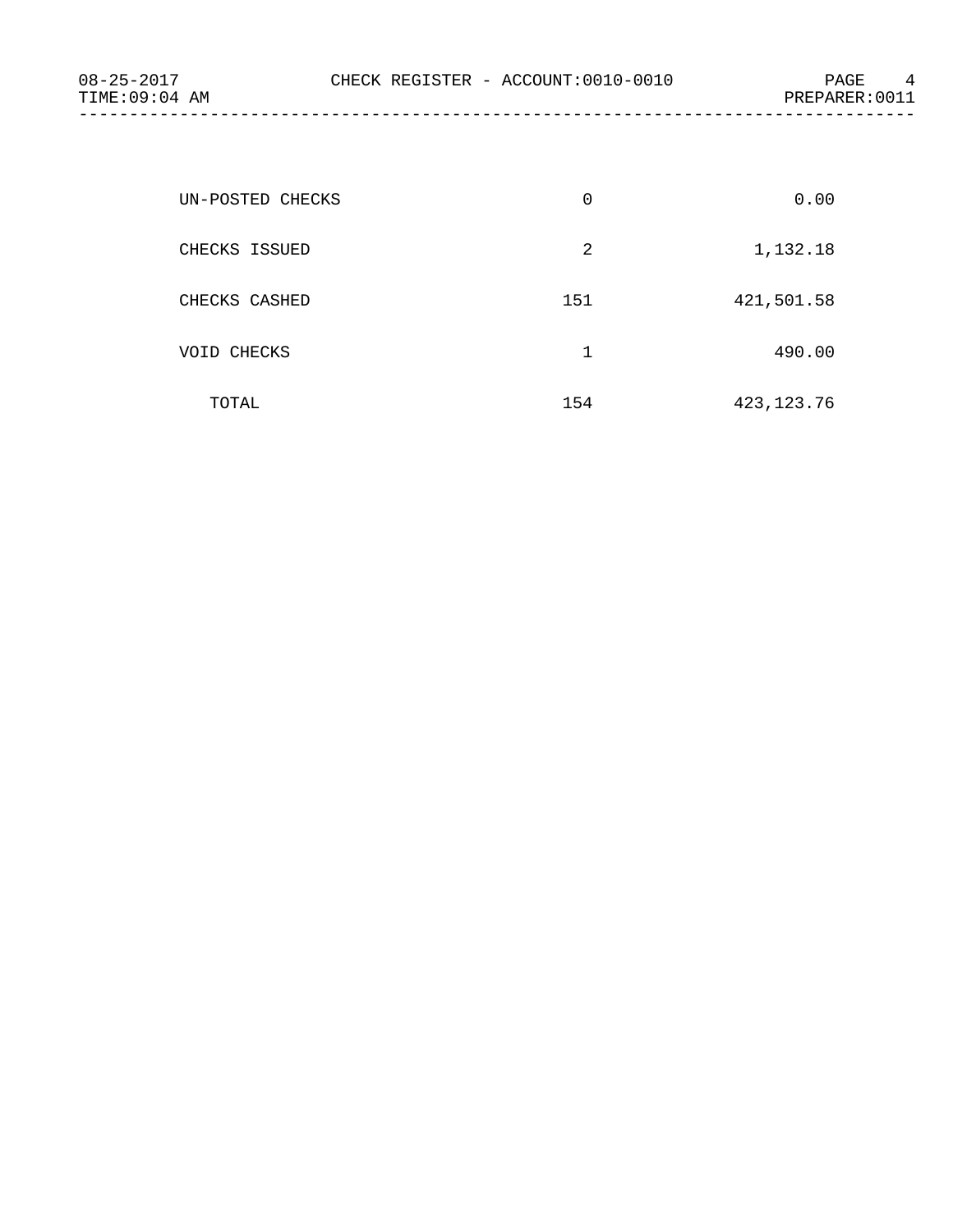| | | |
|---|---|---|
| UN-POSTED CHECKS | 0 | 0.00 |
| CHECKS ISSUED | 2 | 1,132.18 |
| CHECKS CASHED | 151 | 421,501.58 |
| VOID CHECKS | 1 | 490.00 |
| TOTAL | 154 | 423,123.76 |